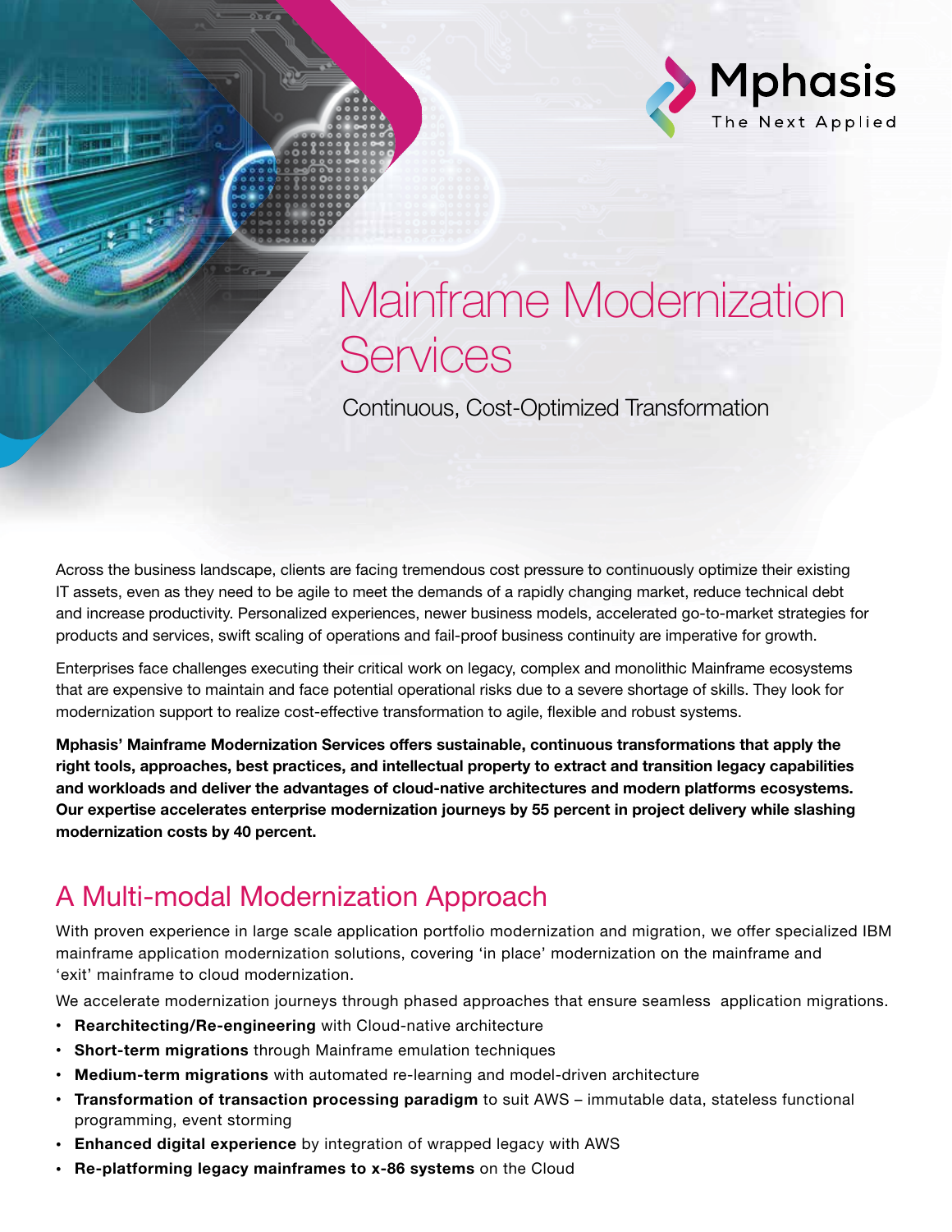# Mainframe Modernization Services

Continuous, Cost-Optimized Transformation

Across the business landscape, clients are facing tremendous cost pressure to continuously optimize their existing IT assets, even as they need to be agile to meet the demands of a rapidly changing market, reduce technical debt and increase productivity. Personalized experiences, newer business models, accelerated go-to-market strategies for products and services, swift scaling of operations and fail-proof business continuity are imperative for growth.

Enterprises face challenges executing their critical work on legacy, complex and monolithic Mainframe ecosystems that are expensive to maintain and face potential operational risks due to a severe shortage of skills. They look for modernization support to realize cost-effective transformation to agile, flexible and robust systems.

**Mphasis' Mainframe Modernization Services offers sustainable, continuous transformations that apply the right tools, approaches, best practices, and intellectual property to extract and transition legacy capabilities and workloads and deliver the advantages of cloud-native architectures and modern platforms ecosystems. Our expertise accelerates enterprise modernization journeys by 55 percent in project delivery while slashing modernization costs by 40 percent.**

## A Multi-modal Modernization Approach

With proven experience in large scale application portfolio modernization and migration, we offer specialized IBM mainframe application modernization solutions, covering 'in place' modernization on the mainframe and 'exit' mainframe to cloud modernization.

We accelerate modernization journeys through phased approaches that ensure seamless application migrations.

- **Rearchitecting/Re-engineering** with Cloud-native architecture
- **Short-term migrations** through Mainframe emulation techniques
- **Medium-term migrations** with automated re-learning and model-driven architecture
- **Transformation of transaction processing paradigm** to suit AWS – immutable data, stateless functional programming, event storming
- **Enhanced digital experience** by integration of wrapped legacy with AWS
- **Re-platforming legacy mainframes to x-86 systems** on the Cloud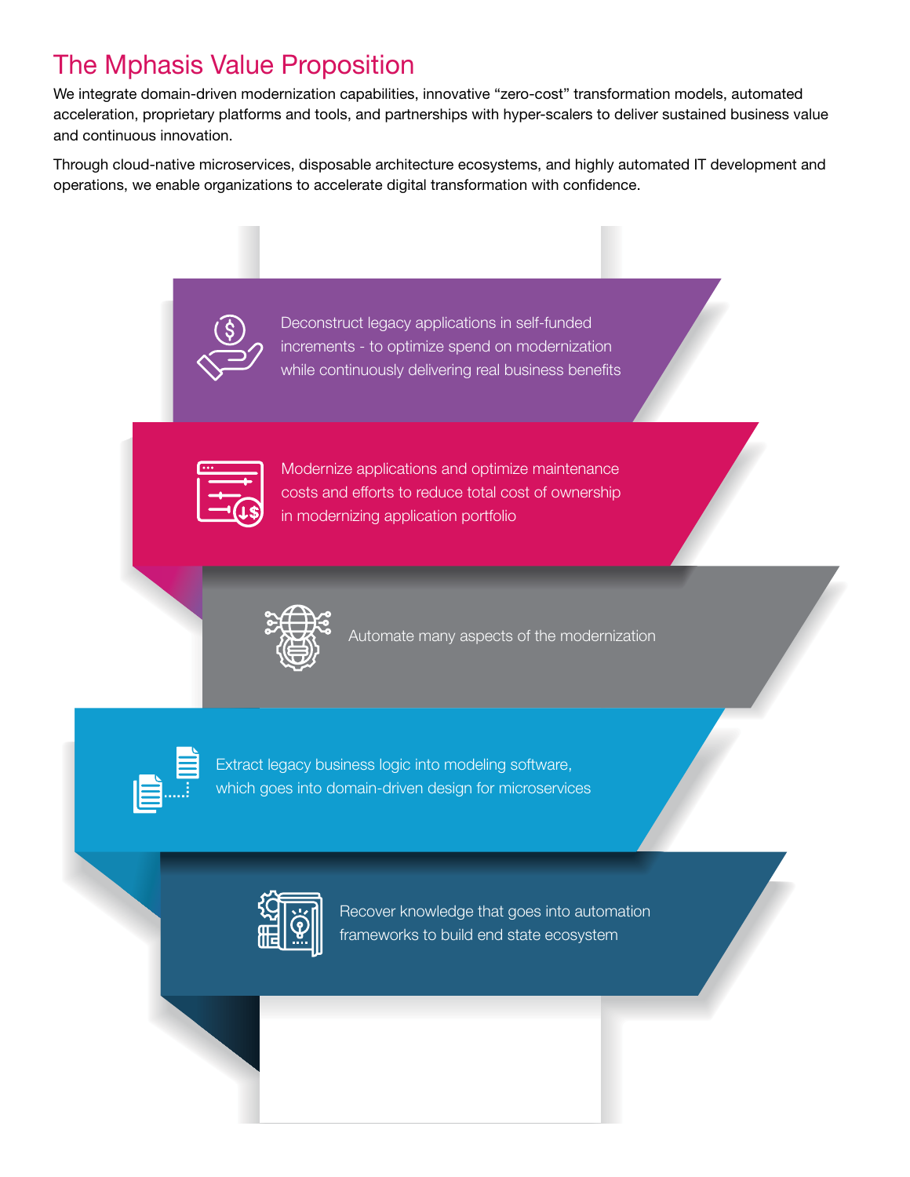# The Mphasis Value Proposition

We integrate domain-driven modernization capabilities, innovative "zero-cost" transformation models, automated acceleration, proprietary platforms and tools, and partnerships with hyper-scalers to deliver sustained business value and continuous innovation.

Through cloud-native microservices, disposable architecture ecosystems, and highly automated IT development and operations, we enable organizations to accelerate digital transformation with confidence.

- Deconstruct legacy applications in self-funded increments - to optimize spend on modernization while continuously delivering real business benefits
- Modernize applications and optimize maintenance costs and efforts to reduce total cost of ownership in modernizing application portfolio
- Automate many aspects of the modernization
- Extract legacy business logic into modeling software, which goes into domain-driven design for microservices
- Recover knowledge that goes into automation frameworks to build end state ecosystem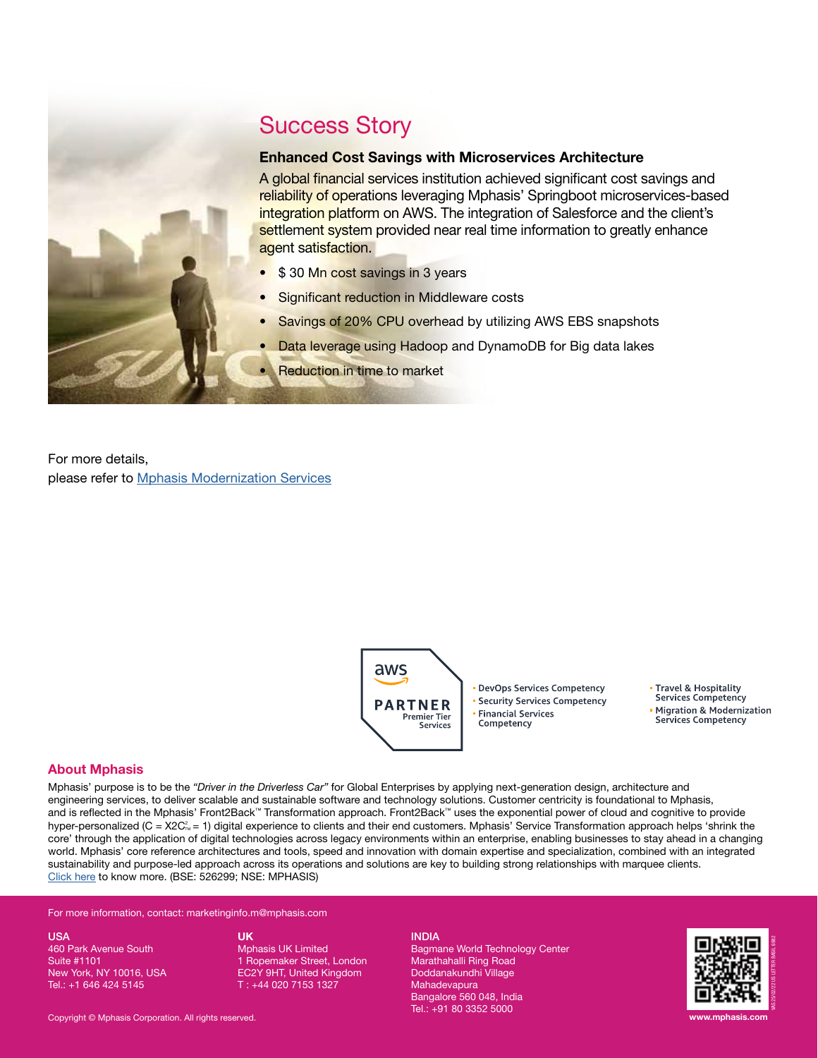## Success Story

### Enhanced Cost Savings with Microservices Architecture

A global financial services institution achieved significant cost savings and reliability of operations leveraging Mphasis' Springboot microservices-based integration platform on AWS. The integration of Salesforce and the client's settlement system provided near real time information to greatly enhance agent satisfaction.

- $ 30 Mn cost savings in 3 years
- Significant reduction in Middleware costs
- Savings of 20% CPU overhead by utilizing AWS EBS snapshots
- Data leverage using Hadoop and DynamoDB for Big data lakes
- Reduction in time to market

For more details,
please refer to [Mphasis Modernization Services]

aws PARTNER Premier Tier Services

- DevOps Services Competency
- Security Services Competency
- Financial Services Competency
- Travel & Hospitality Services Competency
- Migration & Modernization Services Competency

## About Mphasis

Mphasis' purpose is to be the *"Driver in the Driverless Car"* for Global Enterprises by applying next-generation design, architecture and engineering services, to deliver scalable and sustainable software and technology solutions. Customer centricity is foundational to Mphasis, and is reflected in the Mphasis' Front2Back™ Transformation approach. Front2Back™ uses the exponential power of cloud and cognitive to provide hyper-personalized ($C = X2C^2_{TM} = 1$) digital experience to clients and their end customers. Mphasis' Service Transformation approach helps 'shrink the core' through the application of digital technologies across legacy environments within an enterprise, enabling businesses to stay ahead in a changing world. Mphasis' core reference architectures and tools, speed and innovation with domain expertise and specialization, combined with an integrated sustainability and purpose-led approach across its operations and solutions are key to building strong relationships with marquee clients. [Click here] to know more. (BSE: 526299; NSE: MPHASIS)

For more information, contact: marketinginfo.m@mphasis.com

**USA**
460 Park Avenue South
Suite #1101
New York, NY 10016, USA
Tel.: +1 646 424 5145

**UK**
Mphasis UK Limited
1 Ropemaker Street, London
EC2Y 9HT, United Kingdom
T : +44 020 7153 1327

**INDIA**
Bagmane World Technology Center
Marathahalli Ring Road
Doddanakundhi Village
Mahadevapura
Bangalore 560 048, India
Tel.: +91 80 3352 5000

www.mphasis.com

Copyright © Mphasis Corporation. All rights reserved.